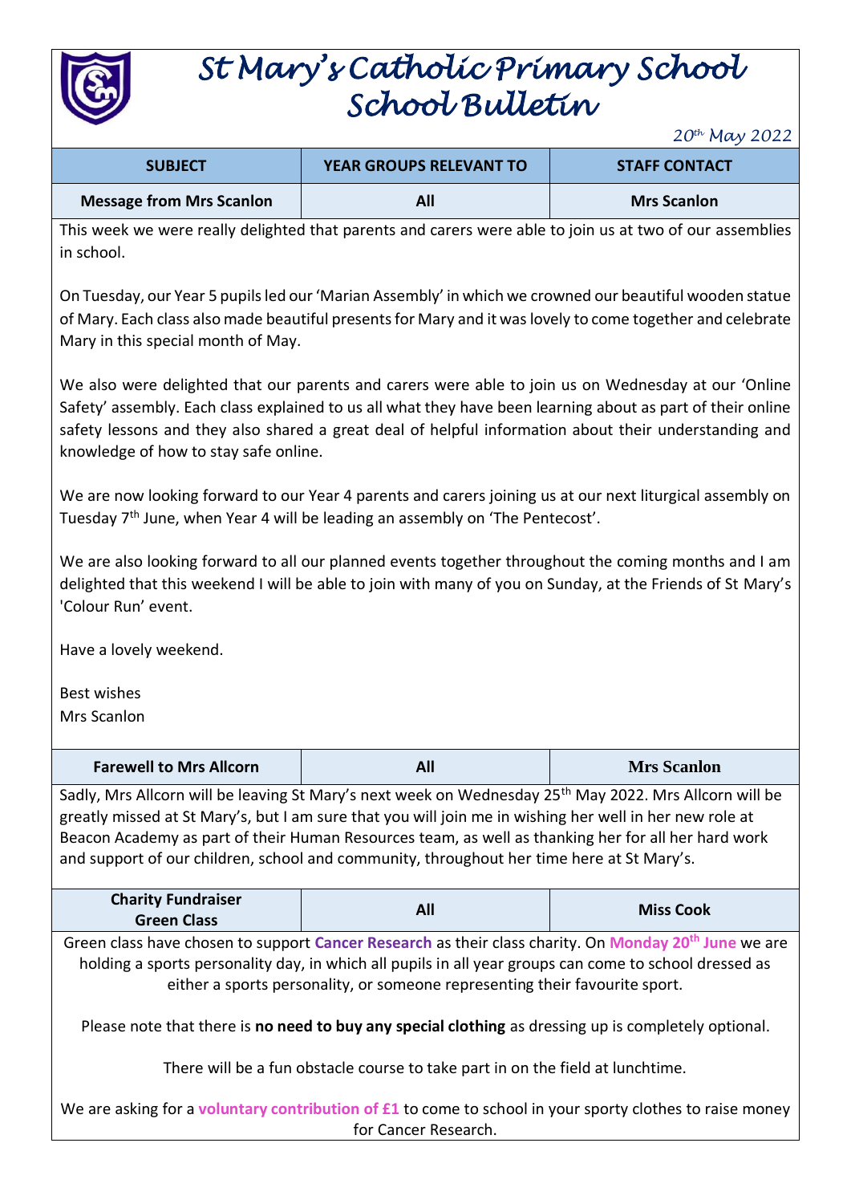# St Mary's Catholic Primary School
# School Bulletin

*20th May 2022*

| SUBJECT | YEAR GROUPS RELEVANT TO | STAFF CONTACT |
|---|---|---|
| **Message from Mrs Scanlon** | **All** | **Mrs Scanlon** |

This week we were really delighted that parents and carers were able to join us at two of our assemblies in school.

On Tuesday, our Year 5 pupils led our 'Marian Assembly' in which we crowned our beautiful wooden statue of Mary. Each class also made beautiful presents for Mary and it was lovely to come together and celebrate Mary in this special month of May.

We also were delighted that our parents and carers were able to join us on Wednesday at our 'Online Safety' assembly. Each class explained to us all what they have been learning about as part of their online safety lessons and they also shared a great deal of helpful information about their understanding and knowledge of how to stay safe online.

We are now looking forward to our Year 4 parents and carers joining us at our next liturgical assembly on Tuesday 7th June, when Year 4 will be leading an assembly on 'The Pentecost'.

We are also looking forward to all our planned events together throughout the coming months and I am delighted that this weekend I will be able to join with many of you on Sunday, at the Friends of St Mary's 'Colour Run' event.

Have a lovely weekend.

Best wishes
Mrs Scanlon

| SUBJECT | YEAR GROUPS RELEVANT TO | STAFF CONTACT |
|---|---|---|
| **Farewell to Mrs Allcorn** | **All** | **Mrs Scanlon** |

Sadly, Mrs Allcorn will be leaving St Mary's next week on Wednesday 25th May 2022. Mrs Allcorn will be greatly missed at St Mary's, but I am sure that you will join me in wishing her well in her new role at Beacon Academy as part of their Human Resources team, as well as thanking her for all her hard work and support of our children, school and community, throughout her time here at St Mary's.

| SUBJECT | YEAR GROUPS RELEVANT TO | STAFF CONTACT |
|---|---|---|
| **Charity Fundraiser Green Class** | **All** | **Miss Cook** |

Green class have chosen to support **Cancer Research** as their class charity. On **Monday 20th June** we are holding a sports personality day, in which all pupils in all year groups can come to school dressed as either a sports personality, or someone representing their favourite sport.

Please note that there is **no need to buy any special clothing** as dressing up is completely optional.

There will be a fun obstacle course to take part in on the field at lunchtime.

We are asking for a **voluntary contribution of £1** to come to school in your sporty clothes to raise money for Cancer Research.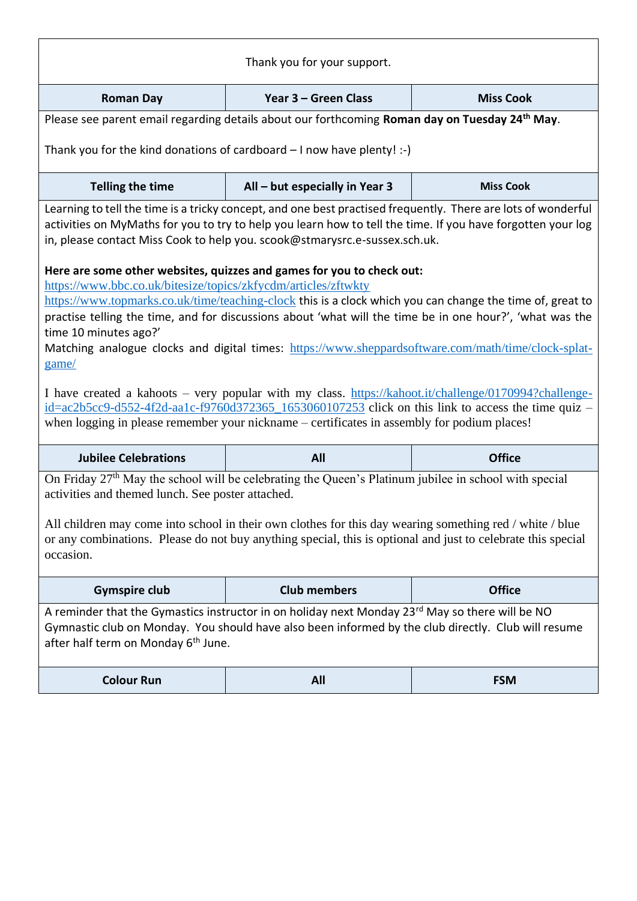Thank you for your support.

| Roman Day | Year 3 – Green Class | Miss Cook |
|---|---|---|

Please see parent email regarding details about our forthcoming **Roman day on Tuesday 24th May**.

Thank you for the kind donations of cardboard – I now have plenty! :-)

| Telling the time | All – but especially in Year 3 | Miss Cook |
|---|---|---|

Learning to tell the time is a tricky concept, and one best practised frequently. There are lots of wonderful activities on MyMaths for you to try to help you learn how to tell the time. If you have forgotten your log in, please contact Miss Cook to help you. scook@stmarysrc.e-sussex.sch.uk.

**Here are some other websites, quizzes and games for you to check out:**
https://www.bbc.co.uk/bitesize/topics/zkfycdm/articles/zftwkty
https://www.topmarks.co.uk/time/teaching-clock this is a clock which you can change the time of, great to practise telling the time, and for discussions about 'what will the time be in one hour?', 'what was the time 10 minutes ago?'
Matching analogue clocks and digital times: https://www.sheppardsoftware.com/math/time/clock-splat-game/

I have created a kahoots – very popular with my class. https://kahoot.it/challenge/0170994?challenge-id=ac2b5cc9-d552-4f2d-aa1c-f9760d372365_1653060107253 click on this link to access the time quiz – when logging in please remember your nickname – certificates in assembly for podium places!

| Jubilee Celebrations | All | Office |
|---|---|---|

On Friday 27th May the school will be celebrating the Queen's Platinum jubilee in school with special activities and themed lunch. See poster attached.

All children may come into school in their own clothes for this day wearing something red / white / blue or any combinations. Please do not buy anything special, this is optional and just to celebrate this special occasion.

| Gymspire club | Club members | Office |
|---|---|---|

A reminder that the Gymastics instructor in on holiday next Monday 23rd May so there will be NO Gymnastic club on Monday. You should have also been informed by the club directly. Club will resume after half term on Monday 6th June.

| Colour Run | All | FSM |
|---|---|---|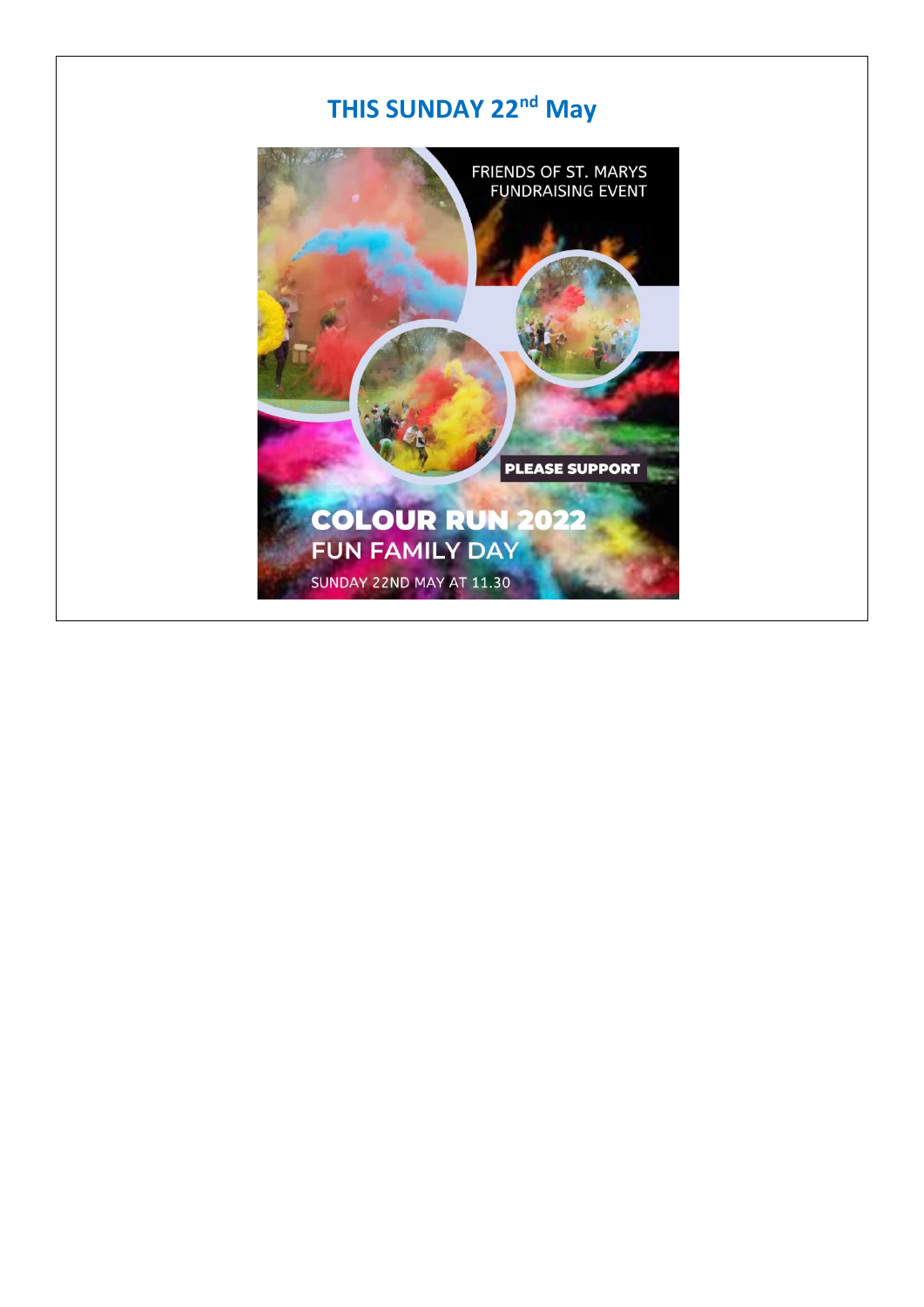## THIS SUNDAY 22nd May

FRIENDS OF ST. MARYS FUNDRAISING EVENT

PLEASE SUPPORT

**COLOUR RUN 2022**

**FUN FAMILY DAY**

SUNDAY 22ND MAY AT 11.30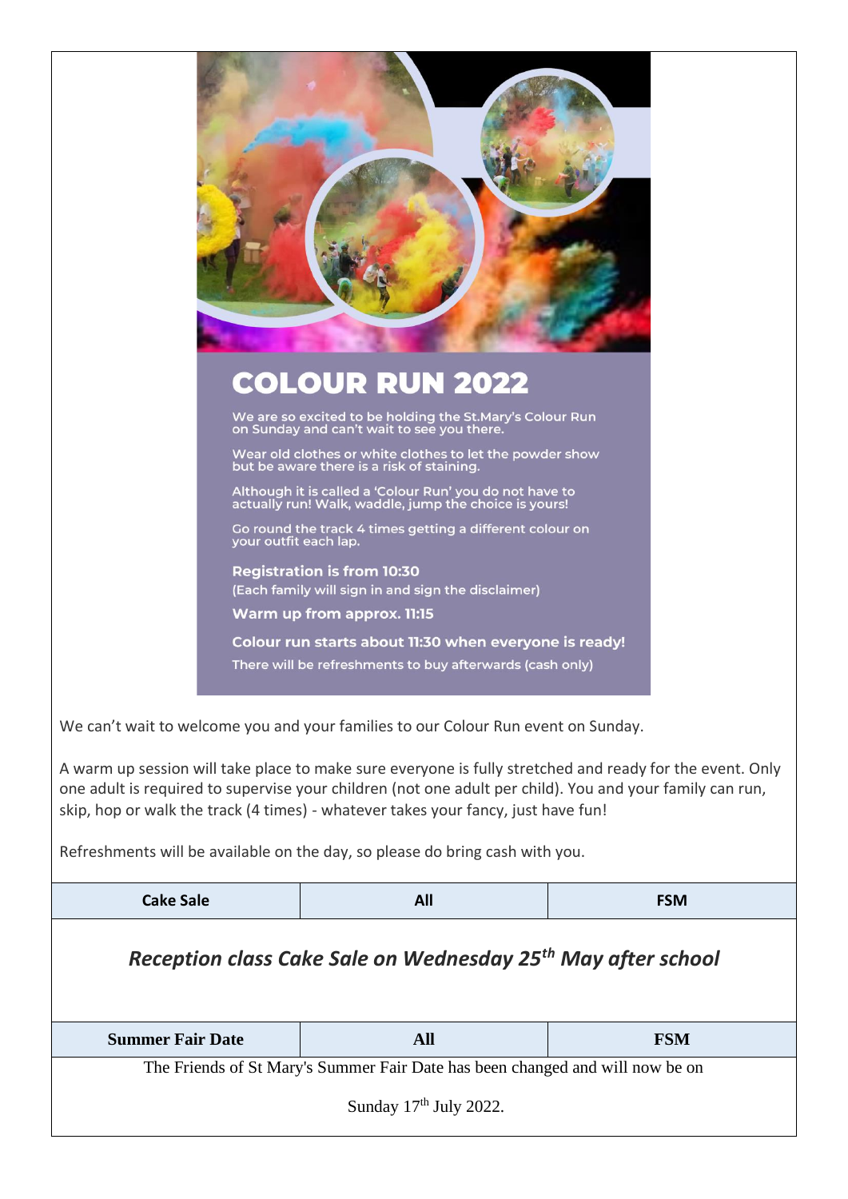# COLOUR RUN 2022

We are so excited to be holding the St.Mary's Colour Run on Sunday and can't wait to see you there.

Wear old clothes or white clothes to let the powder show but be aware there is a risk of staining.

Although it is called a 'Colour Run' you do not have to actually run! Walk, waddle, jump the choice is yours!

Go round the track 4 times getting a different colour on your outfit each lap.

**Registration is from 10:30**
(Each family will sign in and sign the disclaimer)

**Warm up from approx. 11:15**

**Colour run starts about 11:30 when everyone is ready!**

There will be refreshments to buy afterwards (cash only)

We can't wait to welcome you and your families to our Colour Run event on Sunday.

A warm up session will take place to make sure everyone is fully stretched and ready for the event. Only one adult is required to supervise your children (not one adult per child). You and your family can run, skip, hop or walk the track (4 times) - whatever takes your fancy, just have fun!

Refreshments will be available on the day, so please do bring cash with you.

| Cake Sale | All | FSM |
|---|---|---|

***Reception class Cake Sale on Wednesday 25th May after school***

| Summer Fair Date | All | FSM |
|---|---|---|

The Friends of St Mary's Summer Fair Date has been changed and will now be on

Sunday 17th July 2022.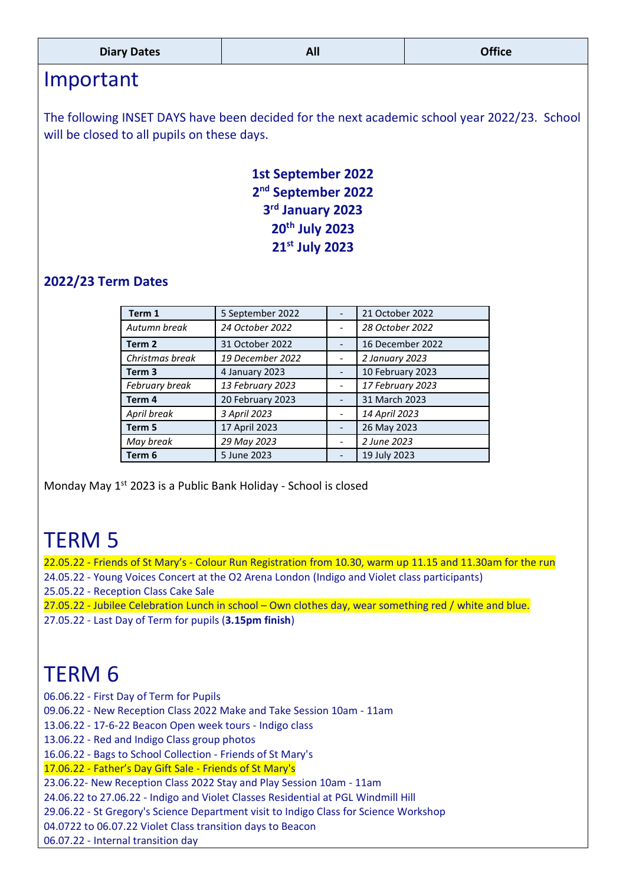| Diary Dates | All | Office |
|---|---|---|

# Important

The following INSET DAYS have been decided for the next academic school year 2022/23. School will be closed to all pupils on these days.

**1st September 2022**
**2nd September 2022**
**3rd January 2023**
**20th July 2023**
**21st July 2023**

### 2022/23 Term Dates

| | | | |
|---|---|---|---|
| **Term 1** | 5 September 2022 | - | 21 October 2022 |
| *Autumn break* | *24 October 2022* | - | *28 October 2022* |
| **Term 2** | 31 October 2022 | - | 16 December 2022 |
| *Christmas break* | *19 December 2022* | - | *2 January 2023* |
| **Term 3** | 4 January 2023 | - | 10 February 2023 |
| *February break* | *13 February 2023* | - | *17 February 2023* |
| **Term 4** | 20 February 2023 | - | 31 March 2023 |
| *April break* | *3 April 2023* | - | *14 April 2023* |
| **Term 5** | 17 April 2023 | - | 26 May 2023 |
| *May break* | *29 May 2023* | - | *2 June 2023* |
| **Term 6** | 5 June 2023 | - | 19 July 2023 |

Monday May 1st 2023 is a Public Bank Holiday - School is closed

# TERM 5

22.05.22 - Friends of St Mary's - Colour Run Registration from 10.30, warm up 11.15 and 11.30am for the run
24.05.22 - Young Voices Concert at the O2 Arena London (Indigo and Violet class participants)
25.05.22 - Reception Class Cake Sale
27.05.22 - Jubilee Celebration Lunch in school – Own clothes day, wear something red / white and blue.
27.05.22 - Last Day of Term for pupils (**3.15pm finish**)

# TERM 6

06.06.22 - First Day of Term for Pupils
09.06.22 - New Reception Class 2022 Make and Take Session 10am - 11am
13.06.22 - 17-6-22 Beacon Open week tours - Indigo class
13.06.22 - Red and Indigo Class group photos
16.06.22 - Bags to School Collection - Friends of St Mary's
17.06.22 - Father's Day Gift Sale - Friends of St Mary's
23.06.22- New Reception Class 2022 Stay and Play Session 10am - 11am
24.06.22 to 27.06.22 - Indigo and Violet Classes Residential at PGL Windmill Hill
29.06.22 - St Gregory's Science Department visit to Indigo Class for Science Workshop
04.0722 to 06.07.22 Violet Class transition days to Beacon
06.07.22 - Internal transition day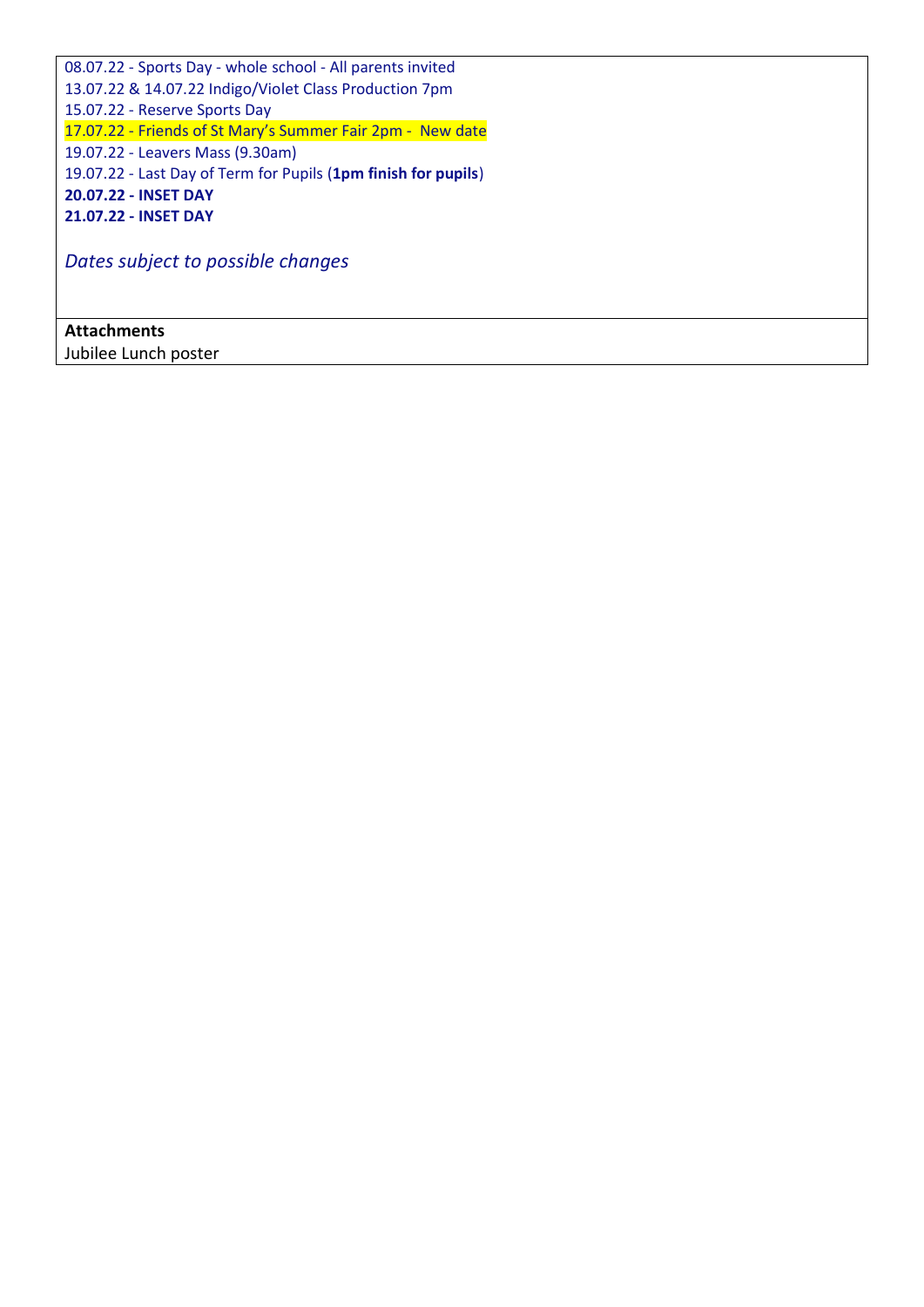08.07.22 - Sports Day - whole school - All parents invited
13.07.22 & 14.07.22 Indigo/Violet Class Production 7pm
15.07.22 - Reserve Sports Day
17.07.22 - Friends of St Mary's Summer Fair 2pm - New date
19.07.22 - Leavers Mass (9.30am)
19.07.22 - Last Day of Term for Pupils (**1pm finish for pupils**)
**20.07.22 - INSET DAY**
**21.07.22 - INSET DAY**

*Dates subject to possible changes*

**Attachments**
Jubilee Lunch poster